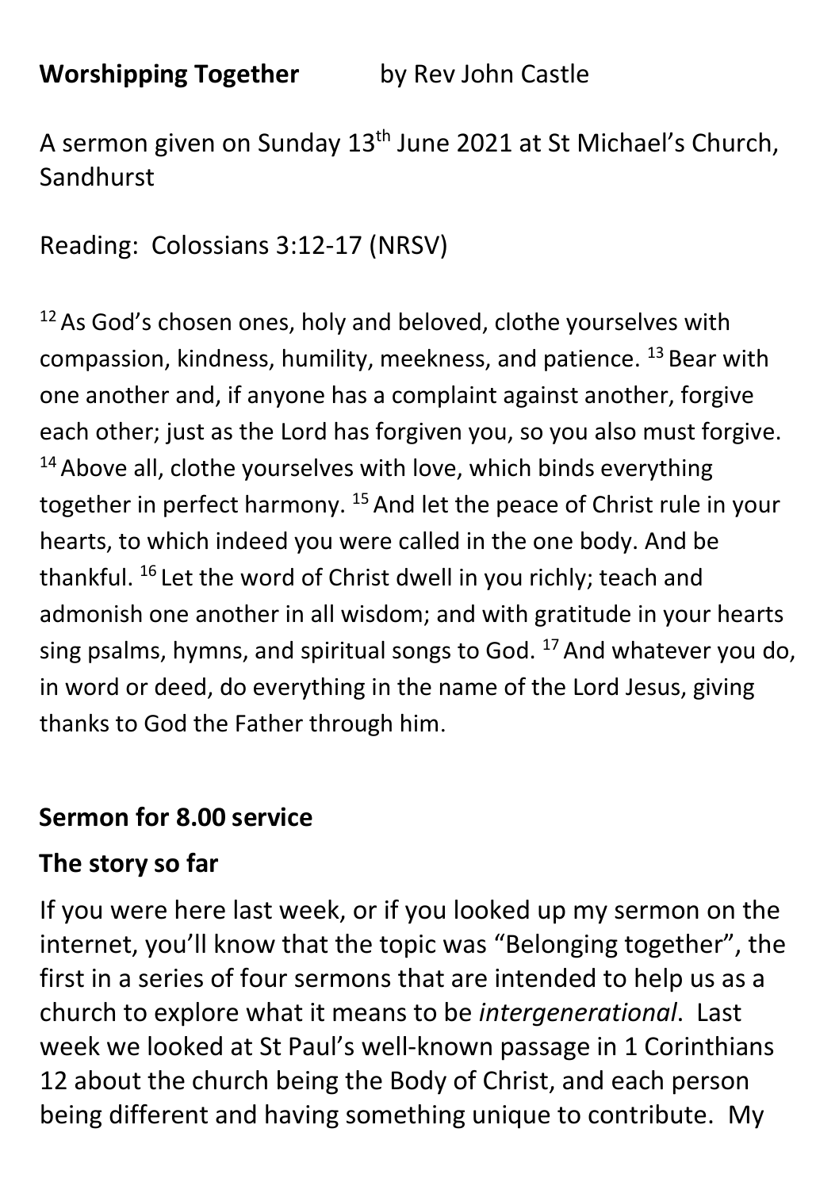**Worshipping Together** by Rev John Castle

A sermon given on Sunday 13th June 2021 at St Michael's Church, Sandhurst

Reading: Colossians 3:12-17 (NRSV)

[12] As God's chosen ones, holy and beloved, clothe yourselves with compassion, kindness, humility, meekness, and patience. [13] Bear with one another and, if anyone has a complaint against another, forgive each other; just as the Lord has forgiven you, so you also must forgive. [14] Above all, clothe yourselves with love, which binds everything together in perfect harmony. [15] And let the peace of Christ rule in your hearts, to which indeed you were called in the one body. And be thankful. [16] Let the word of Christ dwell in you richly; teach and admonish one another in all wisdom; and with gratitude in your hearts sing psalms, hymns, and spiritual songs to God. [17] And whatever you do, in word or deed, do everything in the name of the Lord Jesus, giving thanks to God the Father through him.

## Sermon for 8.00 service

### The story so far

If you were here last week, or if you looked up my sermon on the internet, you'll know that the topic was "Belonging together", the first in a series of four sermons that are intended to help us as a church to explore what it means to be *intergenerational*. Last week we looked at St Paul's well-known passage in 1 Corinthians 12 about the church being the Body of Christ, and each person being different and having something unique to contribute. My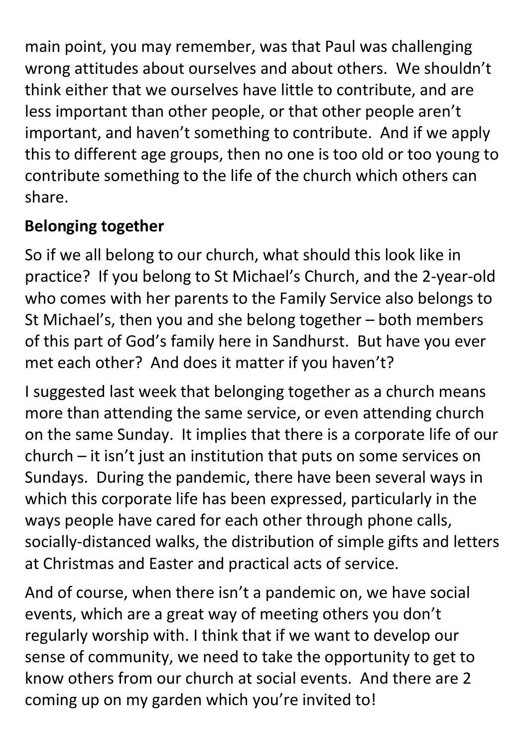main point, you may remember, was that Paul was challenging wrong attitudes about ourselves and about others. We shouldn't think either that we ourselves have little to contribute, and are less important than other people, or that other people aren't important, and haven't something to contribute. And if we apply this to different age groups, then no one is too old or too young to contribute something to the life of the church which others can share.

**Belonging together**

So if we all belong to our church, what should this look like in practice? If you belong to St Michael's Church, and the 2-year-old who comes with her parents to the Family Service also belongs to St Michael's, then you and she belong together – both members of this part of God's family here in Sandhurst. But have you ever met each other? And does it matter if you haven't?

I suggested last week that belonging together as a church means more than attending the same service, or even attending church on the same Sunday. It implies that there is a corporate life of our church – it isn't just an institution that puts on some services on Sundays. During the pandemic, there have been several ways in which this corporate life has been expressed, particularly in the ways people have cared for each other through phone calls, socially-distanced walks, the distribution of simple gifts and letters at Christmas and Easter and practical acts of service.

And of course, when there isn't a pandemic on, we have social events, which are a great way of meeting others you don't regularly worship with. I think that if we want to develop our sense of community, we need to take the opportunity to get to know others from our church at social events. And there are 2 coming up on my garden which you're invited to!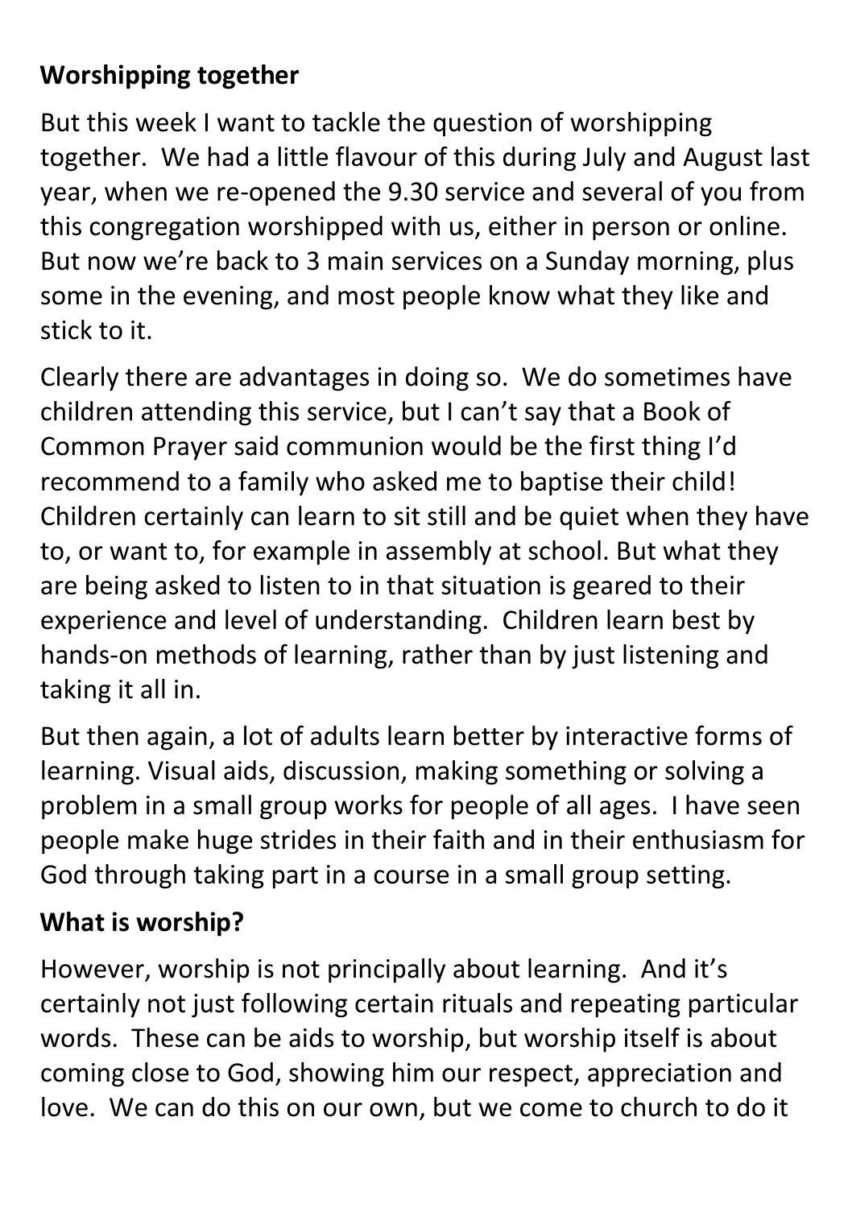## Worshipping together

But this week I want to tackle the question of worshipping together. We had a little flavour of this during July and August last year, when we re-opened the 9.30 service and several of you from this congregation worshipped with us, either in person or online. But now we're back to 3 main services on a Sunday morning, plus some in the evening, and most people know what they like and stick to it.

Clearly there are advantages in doing so. We do sometimes have children attending this service, but I can't say that a Book of Common Prayer said communion would be the first thing I'd recommend to a family who asked me to baptise their child! Children certainly can learn to sit still and be quiet when they have to, or want to, for example in assembly at school. But what they are being asked to listen to in that situation is geared to their experience and level of understanding. Children learn best by hands-on methods of learning, rather than by just listening and taking it all in.

But then again, a lot of adults learn better by interactive forms of learning. Visual aids, discussion, making something or solving a problem in a small group works for people of all ages. I have seen people make huge strides in their faith and in their enthusiasm for God through taking part in a course in a small group setting.

## What is worship?

However, worship is not principally about learning. And it's certainly not just following certain rituals and repeating particular words. These can be aids to worship, but worship itself is about coming close to God, showing him our respect, appreciation and love. We can do this on our own, but we come to church to do it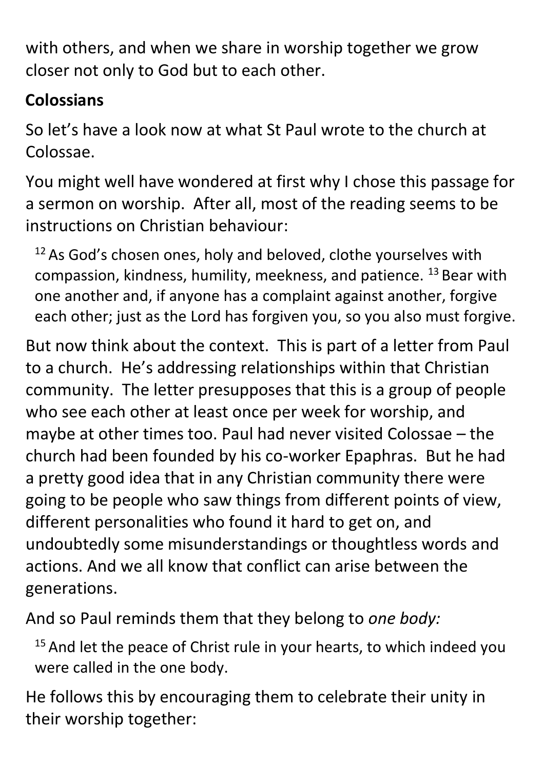with others, and when we share in worship together we grow closer not only to God but to each other.

**Colossians**

So let's have a look now at what St Paul wrote to the church at Colossae.

You might well have wondered at first why I chose this passage for a sermon on worship. After all, most of the reading seems to be instructions on Christian behaviour:

> [12] As God's chosen ones, holy and beloved, clothe yourselves with compassion, kindness, humility, meekness, and patience. [13] Bear with one another and, if anyone has a complaint against another, forgive each other; just as the Lord has forgiven you, so you also must forgive.

But now think about the context. This is part of a letter from Paul to a church. He's addressing relationships within that Christian community. The letter presupposes that this is a group of people who see each other at least once per week for worship, and maybe at other times too. Paul had never visited Colossae – the church had been founded by his co-worker Epaphras. But he had a pretty good idea that in any Christian community there were going to be people who saw things from different points of view, different personalities who found it hard to get on, and undoubtedly some misunderstandings or thoughtless words and actions. And we all know that conflict can arise between the generations.

And so Paul reminds them that they belong to *one body:*

> [15] And let the peace of Christ rule in your hearts, to which indeed you were called in the one body.

He follows this by encouraging them to celebrate their unity in their worship together: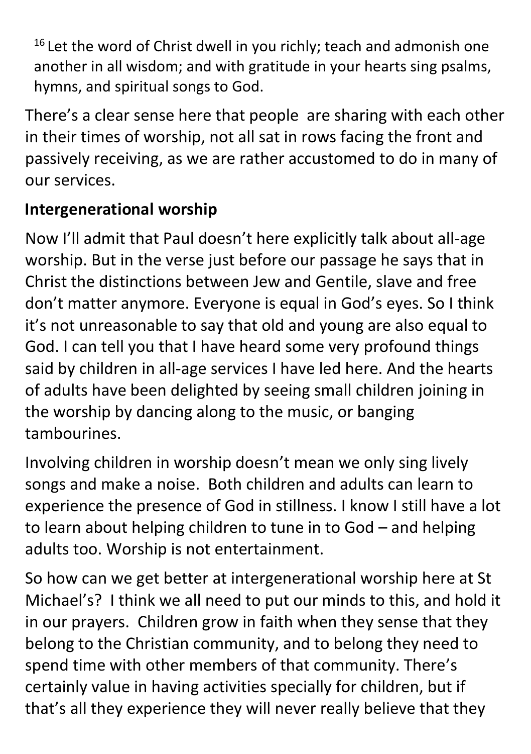[16] Let the word of Christ dwell in you richly; teach and admonish one another in all wisdom; and with gratitude in your hearts sing psalms, hymns, and spiritual songs to God.

There's a clear sense here that people are sharing with each other in their times of worship, not all sat in rows facing the front and passively receiving, as we are rather accustomed to do in many of our services.

**Intergenerational worship**

Now I'll admit that Paul doesn't here explicitly talk about all-age worship. But in the verse just before our passage he says that in Christ the distinctions between Jew and Gentile, slave and free don't matter anymore. Everyone is equal in God's eyes. So I think it's not unreasonable to say that old and young are also equal to God. I can tell you that I have heard some very profound things said by children in all-age services I have led here. And the hearts of adults have been delighted by seeing small children joining in the worship by dancing along to the music, or banging tambourines.

Involving children in worship doesn't mean we only sing lively songs and make a noise. Both children and adults can learn to experience the presence of God in stillness. I know I still have a lot to learn about helping children to tune in to God – and helping adults too. Worship is not entertainment.

So how can we get better at intergenerational worship here at St Michael's? I think we all need to put our minds to this, and hold it in our prayers. Children grow in faith when they sense that they belong to the Christian community, and to belong they need to spend time with other members of that community. There's certainly value in having activities specially for children, but if that's all they experience they will never really believe that they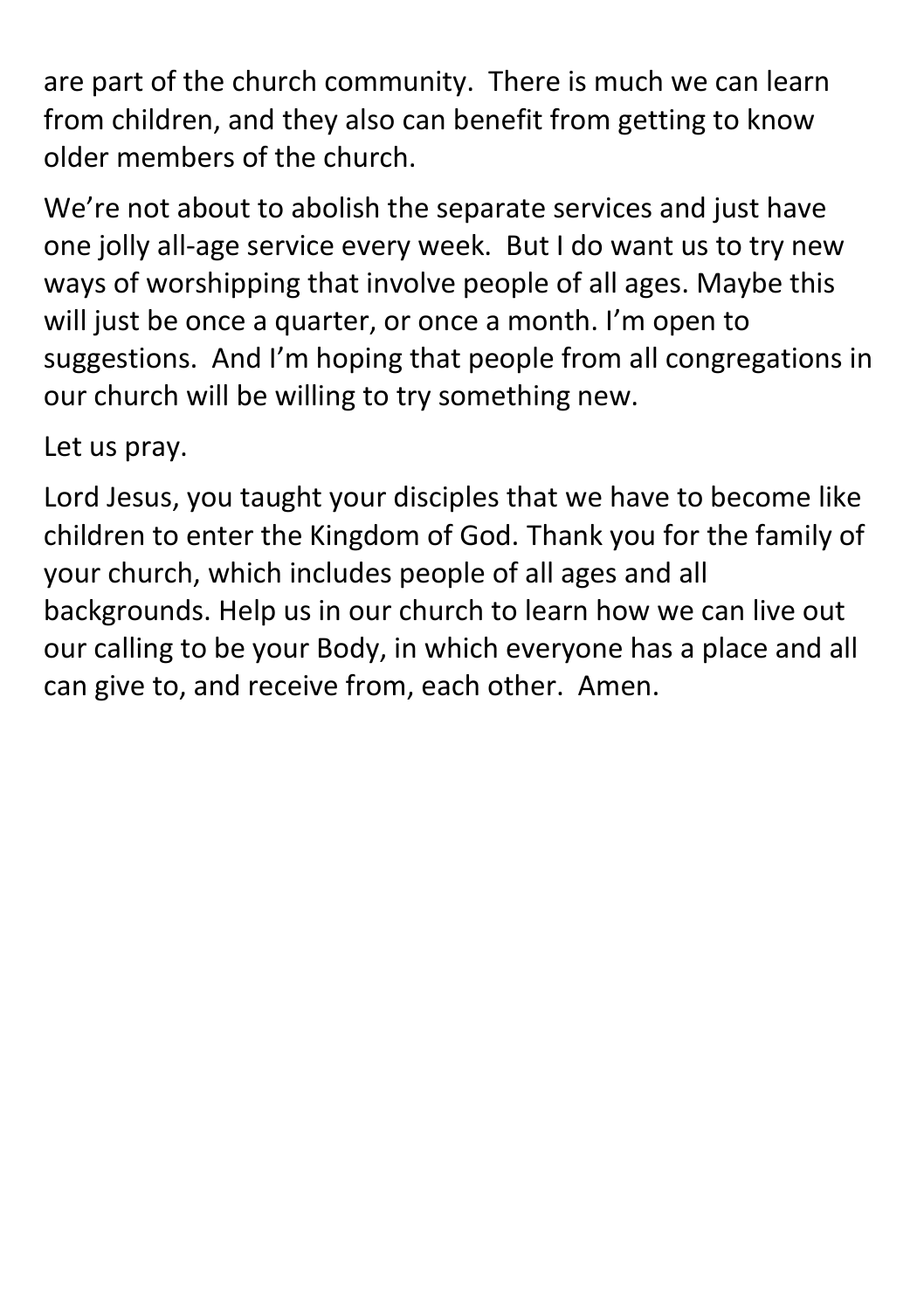are part of the church community. There is much we can learn from children, and they also can benefit from getting to know older members of the church.

We're not about to abolish the separate services and just have one jolly all-age service every week. But I do want us to try new ways of worshipping that involve people of all ages. Maybe this will just be once a quarter, or once a month. I'm open to suggestions. And I'm hoping that people from all congregations in our church will be willing to try something new.

Let us pray.

Lord Jesus, you taught your disciples that we have to become like children to enter the Kingdom of God. Thank you for the family of your church, which includes people of all ages and all backgrounds. Help us in our church to learn how we can live out our calling to be your Body, in which everyone has a place and all can give to, and receive from, each other. Amen.